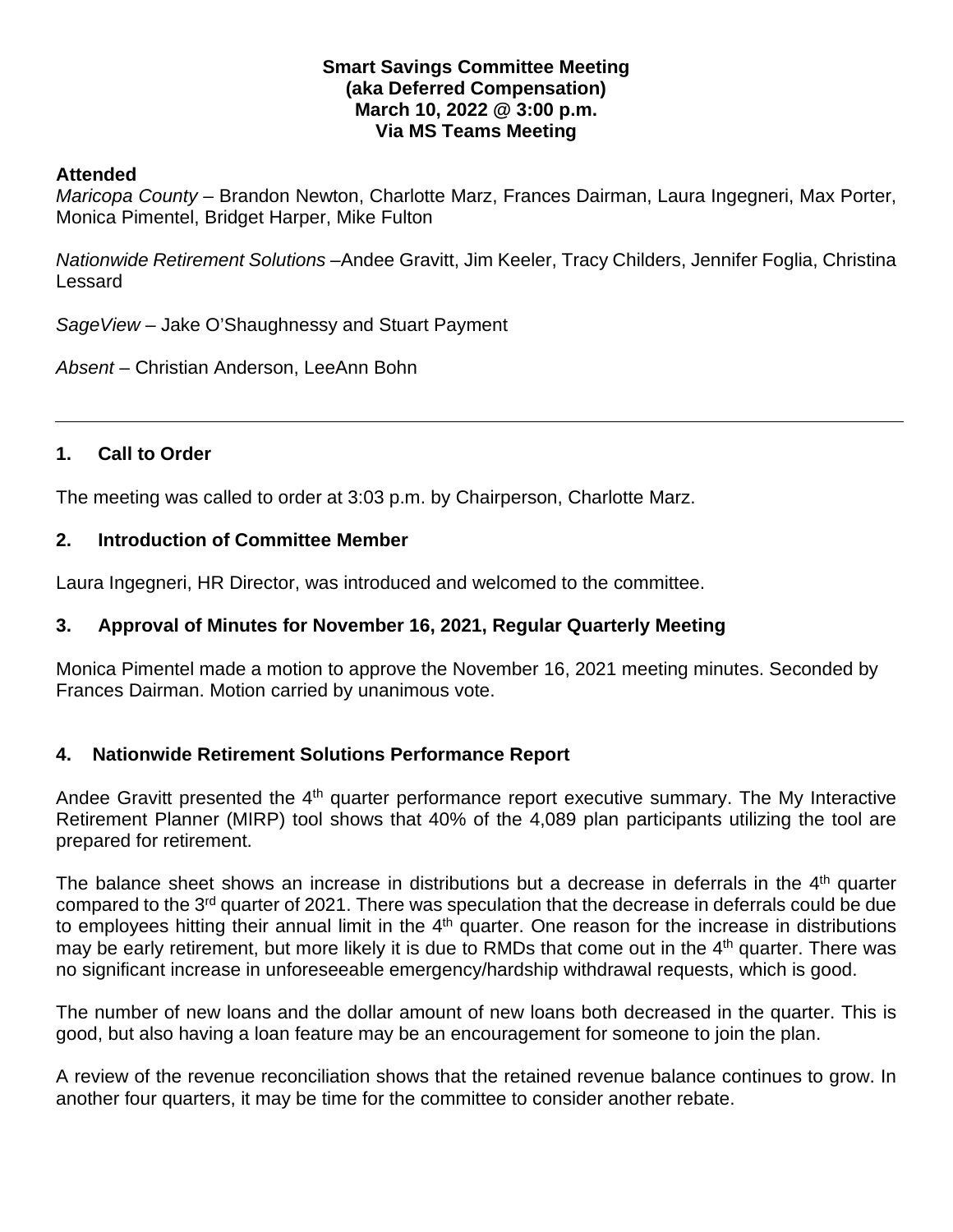**Smart Savings Committee Meeting**
**(aka Deferred Compensation)**
**March 10, 2022 @ 3:00 p.m.**
**Via MS Teams Meeting**

**Attended**

*Maricopa County* – Brandon Newton, Charlotte Marz, Frances Dairman, Laura Ingegneri, Max Porter, Monica Pimentel, Bridget Harper, Mike Fulton

*Nationwide Retirement Solutions* –Andee Gravitt, Jim Keeler, Tracy Childers, Jennifer Foglia, Christina Lessard

*SageView* – Jake O'Shaughnessy and Stuart Payment

*Absent* – Christian Anderson, LeeAnn Bohn

---

## 1. Call to Order

The meeting was called to order at 3:03 p.m. by Chairperson, Charlotte Marz.

## 2. Introduction of Committee Member

Laura Ingegneri, HR Director, was introduced and welcomed to the committee.

## 3. Approval of Minutes for November 16, 2021, Regular Quarterly Meeting

Monica Pimentel made a motion to approve the November 16, 2021 meeting minutes. Seconded by Frances Dairman. Motion carried by unanimous vote.

## 4. Nationwide Retirement Solutions Performance Report

Andee Gravitt presented the 4th quarter performance report executive summary. The My Interactive Retirement Planner (MIRP) tool shows that 40% of the 4,089 plan participants utilizing the tool are prepared for retirement.

The balance sheet shows an increase in distributions but a decrease in deferrals in the 4th quarter compared to the 3rd quarter of 2021. There was speculation that the decrease in deferrals could be due to employees hitting their annual limit in the 4th quarter. One reason for the increase in distributions may be early retirement, but more likely it is due to RMDs that come out in the 4th quarter. There was no significant increase in unforeseeable emergency/hardship withdrawal requests, which is good.

The number of new loans and the dollar amount of new loans both decreased in the quarter. This is good, but also having a loan feature may be an encouragement for someone to join the plan.

A review of the revenue reconciliation shows that the retained revenue balance continues to grow. In another four quarters, it may be time for the committee to consider another rebate.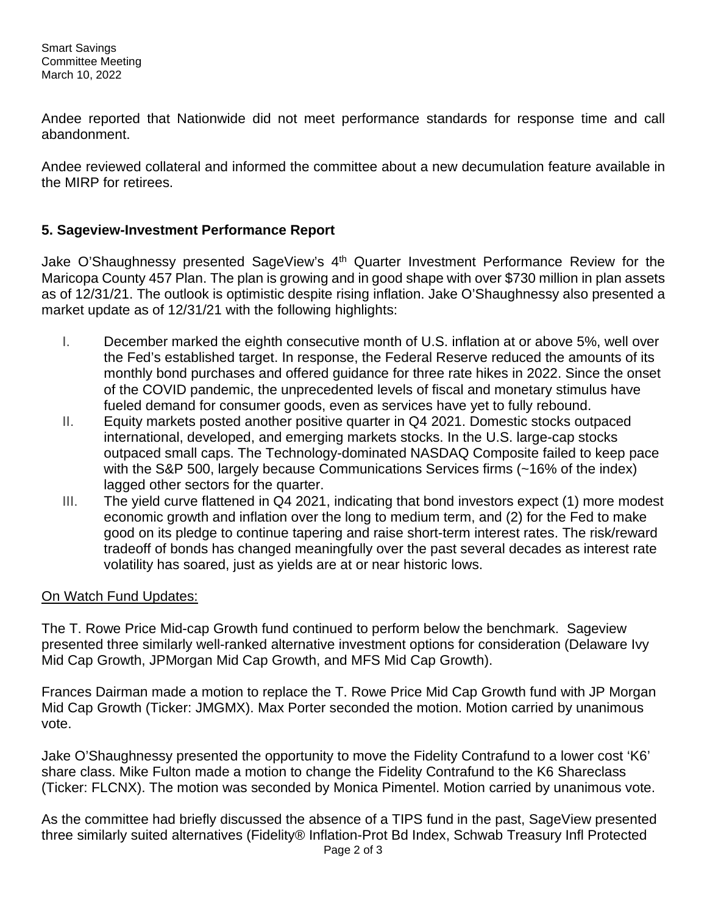Andee reported that Nationwide did not meet performance standards for response time and call abandonment.

Andee reviewed collateral and informed the committee about a new decumulation feature available in the MIRP for retirees.

### 5. Sageview-Investment Performance Report

Jake O'Shaughnessy presented SageView's 4th Quarter Investment Performance Review for the Maricopa County 457 Plan. The plan is growing and in good shape with over $730 million in plan assets as of 12/31/21. The outlook is optimistic despite rising inflation. Jake O'Shaughnessy also presented a market update as of 12/31/21 with the following highlights:

I. December marked the eighth consecutive month of U.S. inflation at or above 5%, well over the Fed's established target. In response, the Federal Reserve reduced the amounts of its monthly bond purchases and offered guidance for three rate hikes in 2022. Since the onset of the COVID pandemic, the unprecedented levels of fiscal and monetary stimulus have fueled demand for consumer goods, even as services have yet to fully rebound.

II. Equity markets posted another positive quarter in Q4 2021. Domestic stocks outpaced international, developed, and emerging markets stocks. In the U.S. large-cap stocks outpaced small caps. The Technology-dominated NASDAQ Composite failed to keep pace with the S&P 500, largely because Communications Services firms (~16% of the index) lagged other sectors for the quarter.

III. The yield curve flattened in Q4 2021, indicating that bond investors expect (1) more modest economic growth and inflation over the long to medium term, and (2) for the Fed to make good on its pledge to continue tapering and raise short-term interest rates. The risk/reward tradeoff of bonds has changed meaningfully over the past several decades as interest rate volatility has soared, just as yields are at or near historic lows.

<u>On Watch Fund Updates:</u>

The T. Rowe Price Mid-cap Growth fund continued to perform below the benchmark. Sageview presented three similarly well-ranked alternative investment options for consideration (Delaware Ivy Mid Cap Growth, JPMorgan Mid Cap Growth, and MFS Mid Cap Growth).

Frances Dairman made a motion to replace the T. Rowe Price Mid Cap Growth fund with JP Morgan Mid Cap Growth (Ticker: JMGMX). Max Porter seconded the motion. Motion carried by unanimous vote.

Jake O'Shaughnessy presented the opportunity to move the Fidelity Contrafund to a lower cost 'K6' share class. Mike Fulton made a motion to change the Fidelity Contrafund to the K6 Shareclass (Ticker: FLCNX). The motion was seconded by Monica Pimentel. Motion carried by unanimous vote.

As the committee had briefly discussed the absence of a TIPS fund in the past, SageView presented three similarly suited alternatives (Fidelity® Inflation-Prot Bd Index, Schwab Treasury Infl Protected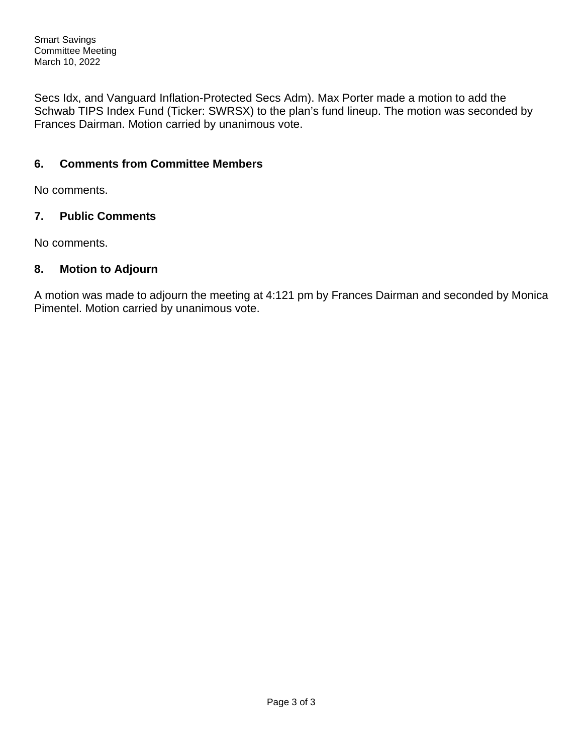Secs Idx, and Vanguard Inflation-Protected Secs Adm). Max Porter made a motion to add the Schwab TIPS Index Fund (Ticker: SWRSX) to the plan's fund lineup. The motion was seconded by Frances Dairman. Motion carried by unanimous vote.

## 6. Comments from Committee Members

No comments.

## 7. Public Comments

No comments.

## 8. Motion to Adjourn

A motion was made to adjourn the meeting at 4:121 pm by Frances Dairman and seconded by Monica Pimentel. Motion carried by unanimous vote.